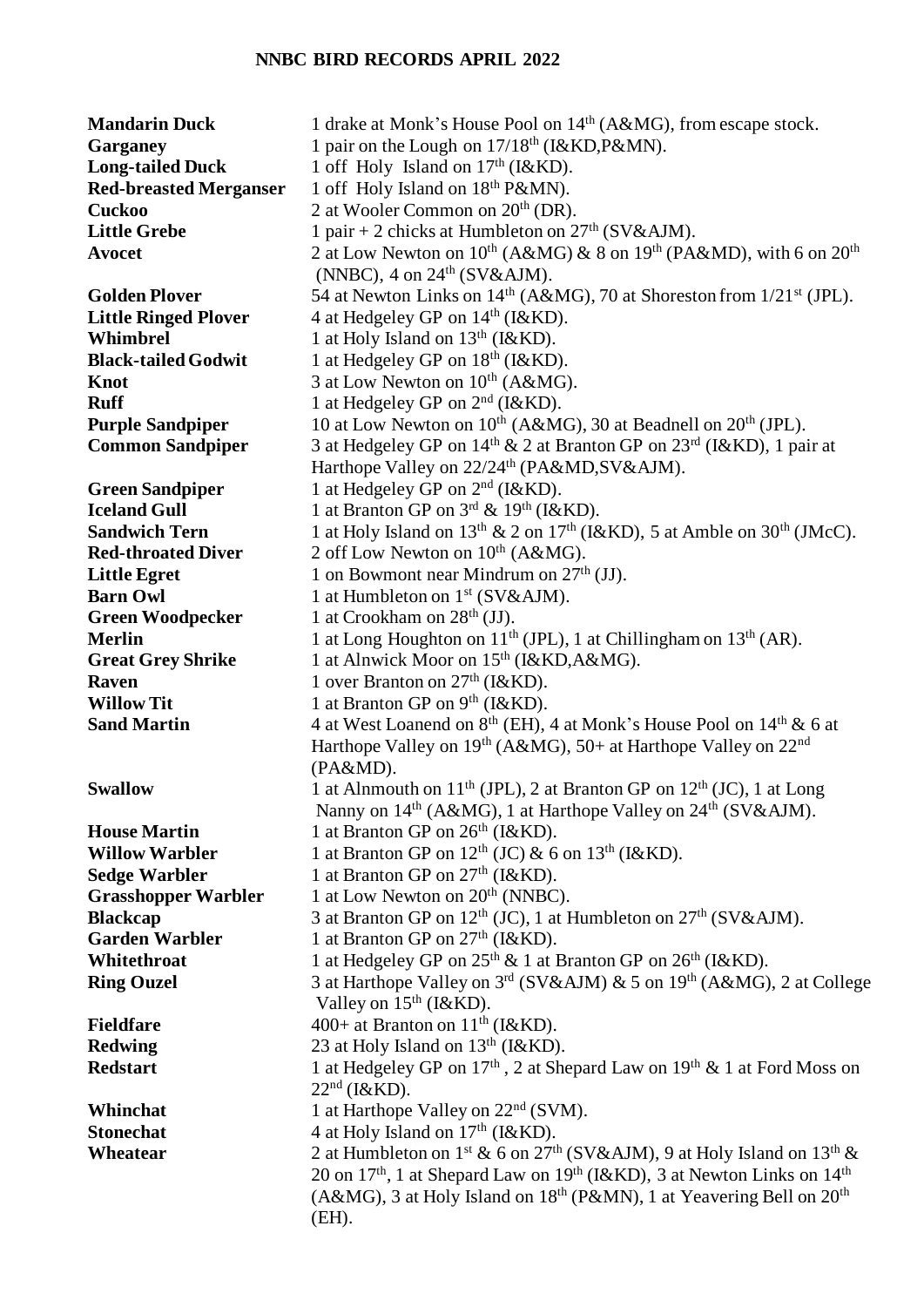# NNBC BIRD RECORDS APRIL 2022

| | |
|---|---|
| **Mandarin Duck** | 1 drake at Monk's House Pool on 14th (A&MG), from escape stock. |
| **Garganey** | 1 pair on the Lough on 17/18th (I&KD,P&MN). |
| **Long-tailed Duck** | 1 off Holy Island on 17th (I&KD). |
| **Red-breasted Merganser** | 1 off Holy Island on 18th P&MN). |
| **Cuckoo** | 2 at Wooler Common on 20th (DR). |
| **Little Grebe** | 1 pair + 2 chicks at Humbleton on 27th (SV&AJM). |
| **Avocet** | 2 at Low Newton on 10th (A&MG) & 8 on 19th (PA&MD), with 6 on 20th (NNBC), 4 on 24th (SV&AJM). |
| **Golden Plover** | 54 at Newton Links on 14th (A&MG), 70 at Shoreston from 1/21st (JPL). |
| **Little Ringed Plover** | 4 at Hedgeley GP on 14th (I&KD). |
| **Whimbrel** | 1 at Holy Island on 13th (I&KD). |
| **Black-tailed Godwit** | 1 at Hedgeley GP on 18th (I&KD). |
| **Knot** | 3 at Low Newton on 10th (A&MG). |
| **Ruff** | 1 at Hedgeley GP on 2nd (I&KD). |
| **Purple Sandpiper** | 10 at Low Newton on 10th (A&MG), 30 at Beadnell on 20th (JPL). |
| **Common Sandpiper** | 3 at Hedgeley GP on 14th & 2 at Branton GP on 23rd (I&KD), 1 pair at Harthope Valley on 22/24th (PA&MD,SV&AJM). |
| **Green Sandpiper** | 1 at Hedgeley GP on 2nd (I&KD). |
| **Iceland Gull** | 1 at Branton GP on 3rd & 19th (I&KD). |
| **Sandwich Tern** | 1 at Holy Island on 13th & 2 on 17th (I&KD), 5 at Amble on 30th (JMcC). |
| **Red-throated Diver** | 2 off Low Newton on 10th (A&MG). |
| **Little Egret** | 1 on Bowmont near Mindrum on 27th (JJ). |
| **Barn Owl** | 1 at Humbleton on 1st (SV&AJM). |
| **Green Woodpecker** | 1 at Crookham on 28th (JJ). |
| **Merlin** | 1 at Long Houghton on 11th (JPL), 1 at Chillingham on 13th (AR). |
| **Great Grey Shrike** | 1 at Alnwick Moor on 15th (I&KD,A&MG). |
| **Raven** | 1 over Branton on 27th (I&KD). |
| **Willow Tit** | 1 at Branton GP on 9th (I&KD). |
| **Sand Martin** | 4 at West Loanend on 8th (EH), 4 at Monk's House Pool on 14th & 6 at Harthope Valley on 19th (A&MG), 50+ at Harthope Valley on 22nd (PA&MD). |
| **Swallow** | 1 at Alnmouth on 11th (JPL), 2 at Branton GP on 12th (JC), 1 at Long Nanny on 14th (A&MG), 1 at Harthope Valley on 24th (SV&AJM). |
| **House Martin** | 1 at Branton GP on 26th (I&KD). |
| **Willow Warbler** | 1 at Branton GP on 12th (JC) & 6 on 13th (I&KD). |
| **Sedge Warbler** | 1 at Branton GP on 27th (I&KD). |
| **Grasshopper Warbler** | 1 at Low Newton on 20th (NNBC). |
| **Blackcap** | 3 at Branton GP on 12th (JC), 1 at Humbleton on 27th (SV&AJM). |
| **Garden Warbler** | 1 at Branton GP on 27th (I&KD). |
| **Whitethroat** | 1 at Hedgeley GP on 25th & 1 at Branton GP on 26th (I&KD). |
| **Ring Ouzel** | 3 at Harthope Valley on 3rd (SV&AJM) & 5 on 19th (A&MG), 2 at College Valley on 15th (I&KD). |
| **Fieldfare** | 400+ at Branton on 11th (I&KD). |
| **Redwing** | 23 at Holy Island on 13th (I&KD). |
| **Redstart** | 1 at Hedgeley GP on 17th , 2 at Shepard Law on 19th & 1 at Ford Moss on 22nd (I&KD). |
| **Whinchat** | 1 at Harthope Valley on 22nd (SVM). |
| **Stonechat** | 4 at Holy Island on 17th (I&KD). |
| **Wheatear** | 2 at Humbleton on 1st & 6 on 27th (SV&AJM), 9 at Holy Island on 13th & 20 on 17th, 1 at Shepard Law on 19th (I&KD), 3 at Newton Links on 14th (A&MG), 3 at Holy Island on 18th (P&MN), 1 at Yeavering Bell on 20th (EH). |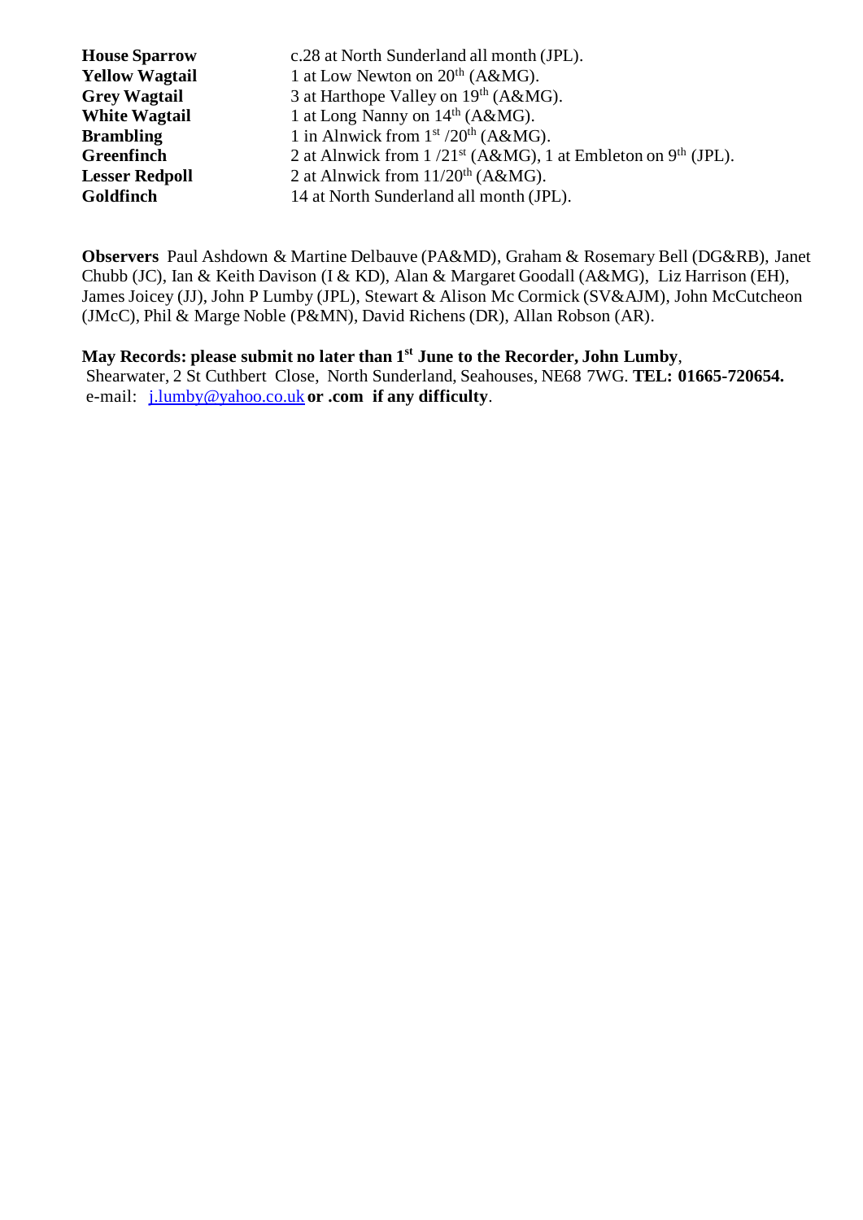| | |
|---|---|
| **House Sparrow** | c.28 at North Sunderland all month (JPL). |
| **Yellow Wagtail** | 1 at Low Newton on 20th (A&MG). |
| **Grey Wagtail** | 3 at Harthope Valley on 19th (A&MG). |
| **White Wagtail** | 1 at Long Nanny on 14th (A&MG). |
| **Brambling** | 1 in Alnwick from 1st /20th (A&MG). |
| **Greenfinch** | 2 at Alnwick from 1 /21st (A&MG), 1 at Embleton on 9th (JPL). |
| **Lesser Redpoll** | 2 at Alnwick from 11/20th (A&MG). |
| **Goldfinch** | 14 at North Sunderland all month (JPL). |

**Observers** Paul Ashdown & Martine Delbauve (PA&MD), Graham & Rosemary Bell (DG&RB), Janet Chubb (JC), Ian & Keith Davison (I & KD), Alan & Margaret Goodall (A&MG), Liz Harrison (EH), James Joicey (JJ), John P Lumby (JPL), Stewart & Alison Mc Cormick (SV&AJM), John McCutcheon (JMcC), Phil & Marge Noble (P&MN), David Richens (DR), Allan Robson (AR).

**May Records: please submit no later than 1st June to the Recorder, John Lumby**, Shearwater, 2 St Cuthbert Close, North Sunderland, Seahouses, NE68 7WG. **TEL: 01665-720654.** e-mail: j.lumby@yahoo.co.uk **or .com if any difficulty**.